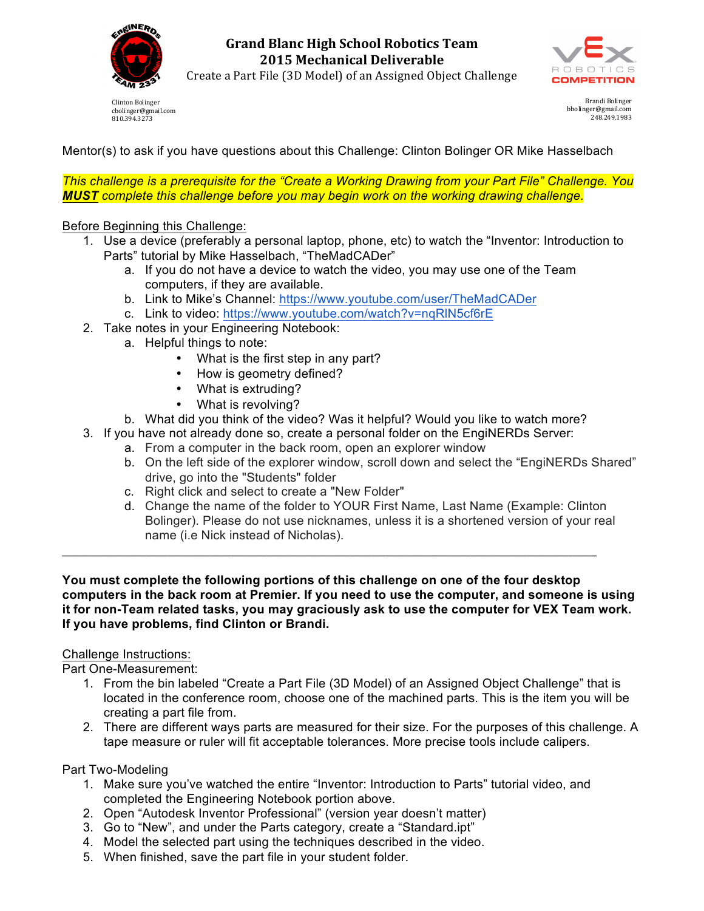# Grand Blanc High School Robotics Team
## 2015 Mechanical Deliverable
### Create a Part File (3D Model) of an Assigned Object Challenge

Clinton Bolinger
cbolinger@gmail.com
810.394.3273

Brandi Bolinger
bbolinger@gmail.com
248.249.1983

Mentor(s) to ask if you have questions about this Challenge: Clinton Bolinger OR Mike Hasselbach

*This challenge is a prerequisite for the "Create a Working Drawing from your Part File" Challenge. You **MUST** complete this challenge before you may begin work on the working drawing challenge.*

Before Beginning this Challenge:

1. Use a device (preferably a personal laptop, phone, etc) to watch the "Inventor: Introduction to Parts" tutorial by Mike Hasselbach, "TheMadCADer"
   a. If you do not have a device to watch the video, you may use one of the Team computers, if they are available.
   b. Link to Mike's Channel: https://www.youtube.com/user/TheMadCADer
   c. Link to video: https://www.youtube.com/watch?v=nqRIN5cf6rE
2. Take notes in your Engineering Notebook:
   a. Helpful things to note:
      - What is the first step in any part?
      - How is geometry defined?
      - What is extruding?
      - What is revolving?
   b. What did you think of the video? Was it helpful? Would you like to watch more?
3. If you have not already done so, create a personal folder on the EngiNERDs Server:
   a. From a computer in the back room, open an explorer window
   b. On the left side of the explorer window, scroll down and select the "EngiNERDs Shared" drive, go into the "Students" folder
   c. Right click and select to create a "New Folder"
   d. Change the name of the folder to YOUR First Name, Last Name (Example: Clinton Bolinger). Please do not use nicknames, unless it is a shortened version of your real name (i.e Nick instead of Nicholas).

---

**You must complete the following portions of this challenge on one of the four desktop computers in the back room at Premier. If you need to use the computer, and someone is using it for non-Team related tasks, you may graciously ask to use the computer for VEX Team work. If you have problems, find Clinton or Brandi.**

Challenge Instructions:

Part One-Measurement:

1. From the bin labeled "Create a Part File (3D Model) of an Assigned Object Challenge" that is located in the conference room, choose one of the machined parts. This is the item you will be creating a part file from.
2. There are different ways parts are measured for their size. For the purposes of this challenge. A tape measure or ruler will fit acceptable tolerances. More precise tools include calipers.

Part Two-Modeling

1. Make sure you've watched the entire "Inventor: Introduction to Parts" tutorial video, and completed the Engineering Notebook portion above.
2. Open "Autodesk Inventor Professional" (version year doesn't matter)
3. Go to "New", and under the Parts category, create a "Standard.ipt"
4. Model the selected part using the techniques described in the video.
5. When finished, save the part file in your student folder.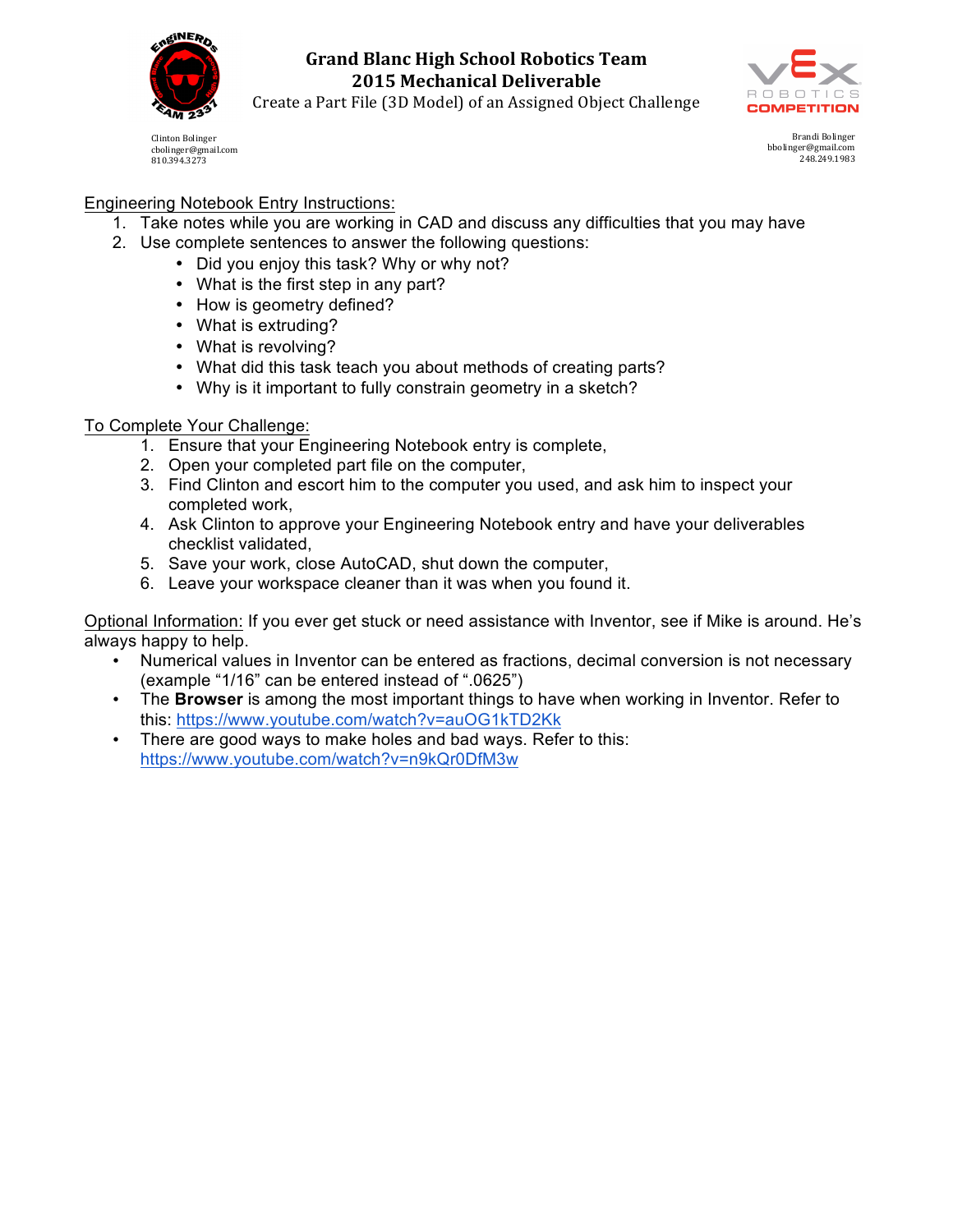# Grand Blanc High School Robotics Team
## 2015 Mechanical Deliverable
Create a Part File (3D Model) of an Assigned Object Challenge

Clinton Bolinger
cbolinger@gmail.com
810.394.3273

Brandi Bolinger
bbolinger@gmail.com
248.249.1983

Engineering Notebook Entry Instructions:

1. Take notes while you are working in CAD and discuss any difficulties that you may have
2. Use complete sentences to answer the following questions:
   - Did you enjoy this task? Why or why not?
   - What is the first step in any part?
   - How is geometry defined?
   - What is extruding?
   - What is revolving?
   - What did this task teach you about methods of creating parts?
   - Why is it important to fully constrain geometry in a sketch?

To Complete Your Challenge:

1. Ensure that your Engineering Notebook entry is complete,
2. Open your completed part file on the computer,
3. Find Clinton and escort him to the computer you used, and ask him to inspect your completed work,
4. Ask Clinton to approve your Engineering Notebook entry and have your deliverables checklist validated,
5. Save your work, close AutoCAD, shut down the computer,
6. Leave your workspace cleaner than it was when you found it.

Optional Information: If you ever get stuck or need assistance with Inventor, see if Mike is around. He's always happy to help.

- Numerical values in Inventor can be entered as fractions, decimal conversion is not necessary (example "1/16" can be entered instead of ".0625")
- The **Browser** is among the most important things to have when working in Inventor. Refer to this: https://www.youtube.com/watch?v=auOG1kTD2Kk
- There are good ways to make holes and bad ways. Refer to this: https://www.youtube.com/watch?v=n9kQr0DfM3w